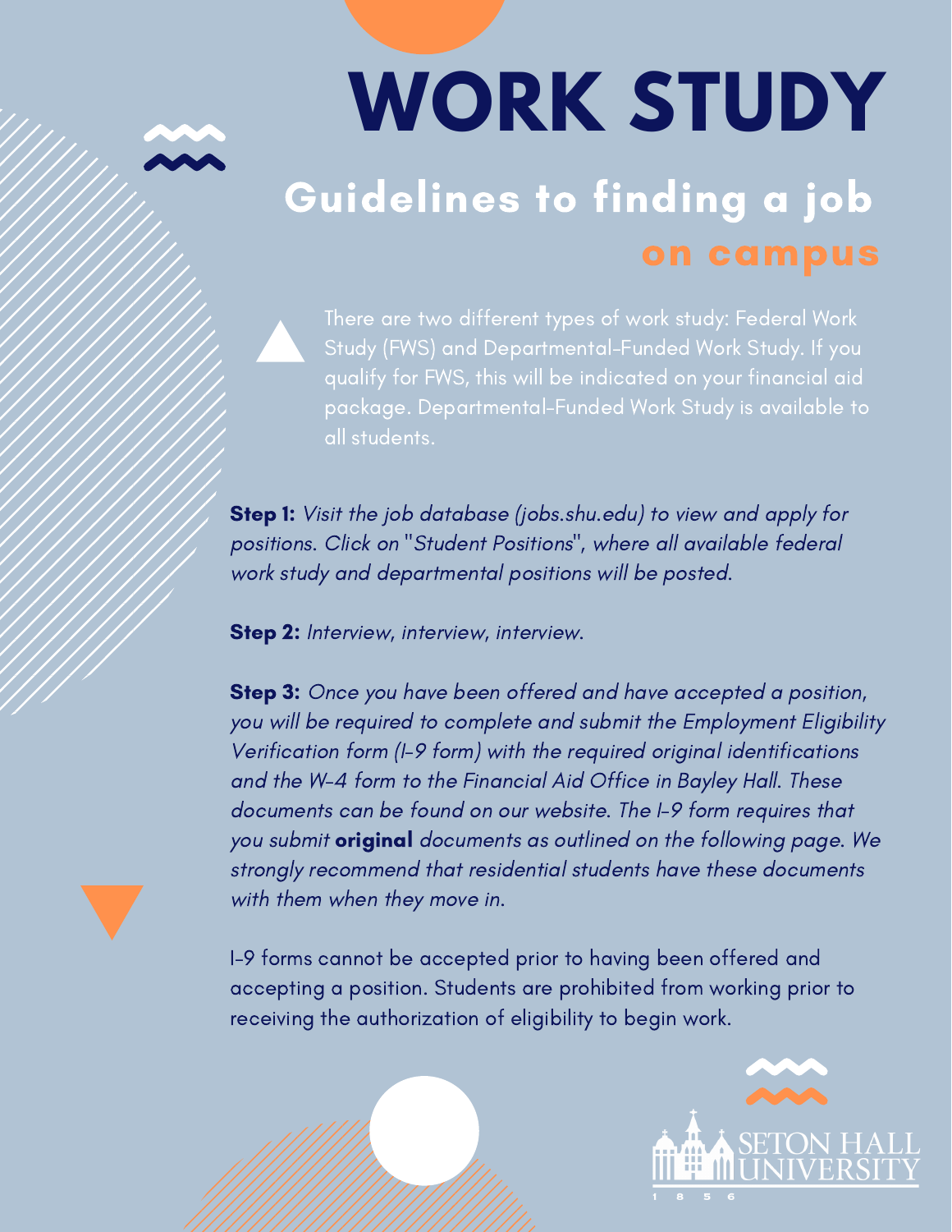# WORK STUDY

## Guidelines to finding a job on campus

There are two different types of work study: Federal Work Study (FWS) and Departmental-Funded Work Study. If you qualify for FWS, this will be indicated on your financial aid package. Departmental-Funded Work Study is available to all students.

**Step 1:** *Visit the job database (jobs.shu.edu) to view and apply for positions. Click on "Student Positions", where all available federal work study and departmental positions will be posted.*

**Step 2:** *Interview, interview, interview.*

**Step 3:** *Once you have been offered and have accepted a position, you will be required to complete and submit the Employment Eligibility Verification form (I-9 form) with the required original identifications and the W-4 form to the Financial Aid Office in Bayley Hall. These documents can be found on our website. The I-9 form requires that you submit* ***original*** *documents as outlined on the following page. We strongly recommend that residential students have these documents with them when they move in.*

I-9 forms cannot be accepted prior to having been offered and accepting a position. Students are prohibited from working prior to receiving the authorization of eligibility to begin work.

SETON HALL UNIVERSITY 1856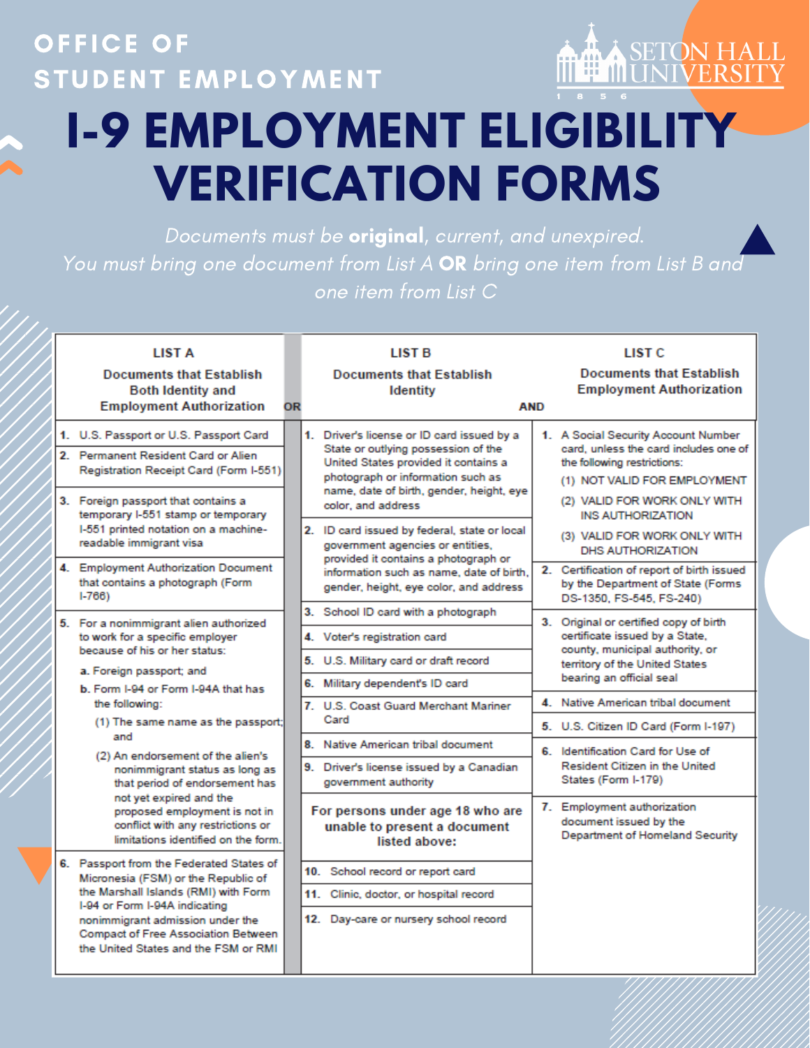OFFICE OF STUDENT EMPLOYMENT

SETON HALL UNIVERSITY 1856

# I-9 EMPLOYMENT ELIGIBILITY VERIFICATION FORMS

*Documents must be **original**, current, and unexpired.*
*You must bring one document from List A **OR** bring one item from List B and one item from List C*

| LIST A<br>Documents that Establish Both Identity and Employment Authorization | OR | LIST B<br>Documents that Establish Identity | AND | LIST C<br>Documents that Establish Employment Authorization |
|---|---|---|---|---|
| 1. U.S. Passport or U.S. Passport Card | | 1. Driver's license or ID card issued by a State or outlying possession of the United States provided it contains a photograph or information such as name, date of birth, gender, height, eye color, and address | | 1. A Social Security Account Number card, unless the card includes one of the following restrictions: (1) NOT VALID FOR EMPLOYMENT (2) VALID FOR WORK ONLY WITH INS AUTHORIZATION (3) VALID FOR WORK ONLY WITH DHS AUTHORIZATION |
| 2. Permanent Resident Card or Alien Registration Receipt Card (Form I-551) | | 2. ID card issued by federal, state or local government agencies or entities, provided it contains a photograph or information such as name, date of birth, gender, height, eye color, and address | | 2. Certification of report of birth issued by the Department of State (Forms DS-1350, FS-545, FS-240) |
| 3. Foreign passport that contains a temporary I-551 stamp or temporary I-551 printed notation on a machine-readable immigrant visa | | 3. School ID card with a photograph | | 3. Original or certified copy of birth certificate issued by a State, county, municipal authority, or territory of the United States bearing an official seal |
| 4. Employment Authorization Document that contains a photograph (Form I-766) | | 4. Voter's registration card | | 4. Native American tribal document |
| 5. For a nonimmigrant alien authorized to work for a specific employer because of his or her status: a. Foreign passport; and b. Form I-94 or Form I-94A that has the following: (1) The same name as the passport; and (2) An endorsement of the alien's nonimmigrant status as long as that period of endorsement has not yet expired and the proposed employment is not in conflict with any restrictions or limitations identified on the form. | | 5. U.S. Military card or draft record | | 5. U.S. Citizen ID Card (Form I-197) |
| | | 6. Military dependent's ID card | | 6. Identification Card for Use of Resident Citizen in the United States (Form I-179) |
| | | 7. U.S. Coast Guard Merchant Mariner Card | | 7. Employment authorization document issued by the Department of Homeland Security |
| | | 8. Native American tribal document | | |
| | | 9. Driver's license issued by a Canadian government authority | | |
| 6. Passport from the Federated States of Micronesia (FSM) or the Republic of the Marshall Islands (RMI) with Form I-94 or Form I-94A indicating nonimmigrant admission under the Compact of Free Association Between the United States and the FSM or RMI | | **For persons under age 18 who are unable to present a document listed above:** | | |
| | | 10. School record or report card | | |
| | | 11. Clinic, doctor, or hospital record | | |
| | | 12. Day-care or nursery school record | | |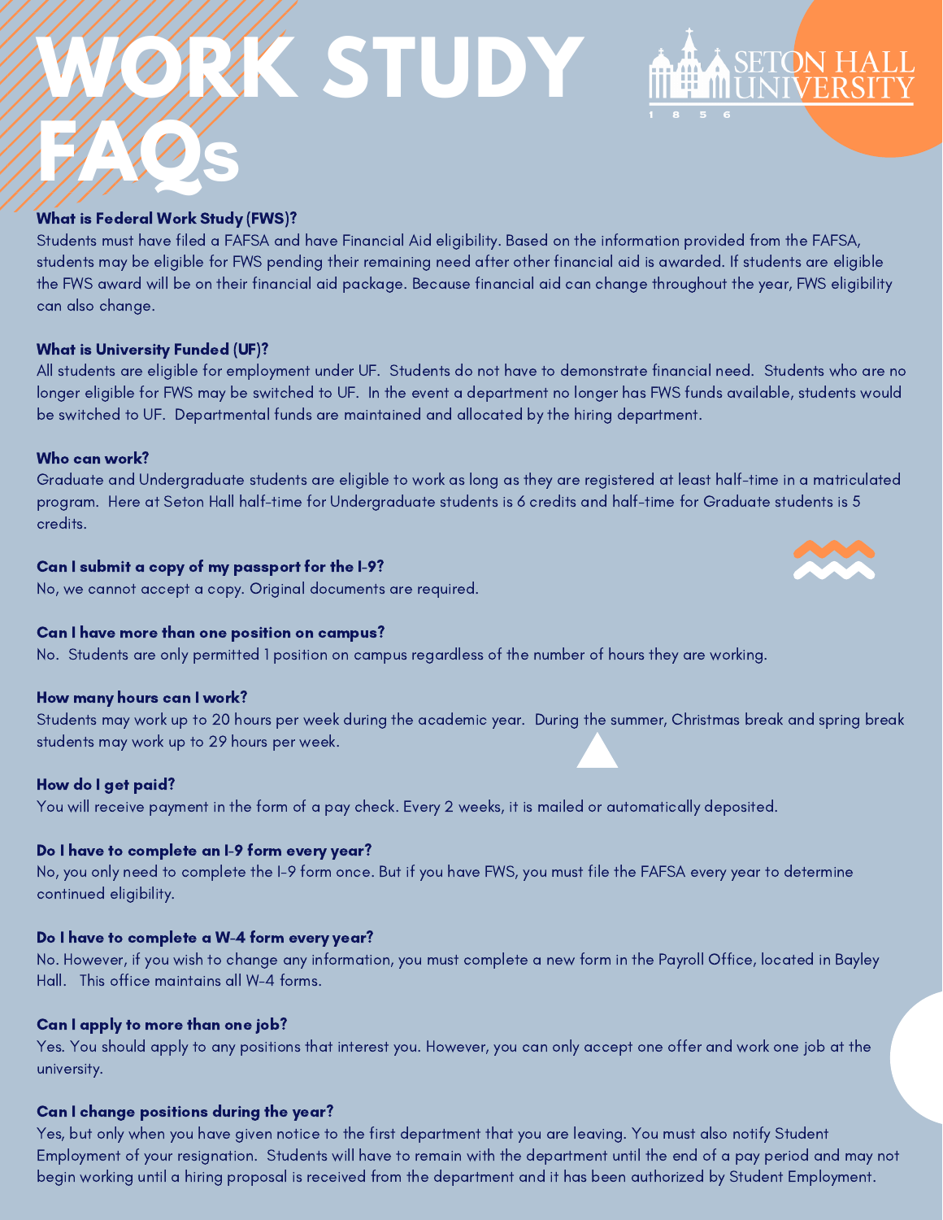# WORK STUDY FAQs

SETON HALL UNIVERSITY

1856

### What is Federal Work Study (FWS)?

Students must have filed a FAFSA and have Financial Aid eligibility. Based on the information provided from the FAFSA, students may be eligible for FWS pending their remaining need after other financial aid is awarded. If students are eligible the FWS award will be on their financial aid package. Because financial aid can change throughout the year, FWS eligibility can also change.

### What is University Funded (UF)?

All students are eligible for employment under UF. Students do not have to demonstrate financial need. Students who are no longer eligible for FWS may be switched to UF. In the event a department no longer has FWS funds available, students would be switched to UF. Departmental funds are maintained and allocated by the hiring department.

### Who can work?

Graduate and Undergraduate students are eligible to work as long as they are registered at least half-time in a matriculated program. Here at Seton Hall half-time for Undergraduate students is 6 credits and half-time for Graduate students is 5 credits.

### Can I submit a copy of my passport for the I-9?

No, we cannot accept a copy. Original documents are required.

### Can I have more than one position on campus?

No. Students are only permitted 1 position on campus regardless of the number of hours they are working.

### How many hours can I work?

Students may work up to 20 hours per week during the academic year. During the summer, Christmas break and spring break students may work up to 29 hours per week.

### How do I get paid?

You will receive payment in the form of a pay check. Every 2 weeks, it is mailed or automatically deposited.

### Do I have to complete an I-9 form every year?

No, you only need to complete the I-9 form once. But if you have FWS, you must file the FAFSA every year to determine continued eligibility.

### Do I have to complete a W-4 form every year?

No. However, if you wish to change any information, you must complete a new form in the Payroll Office, located in Bayley Hall. This office maintains all W-4 forms.

### Can I apply to more than one job?

Yes. You should apply to any positions that interest you. However, you can only accept one offer and work one job at the university.

### Can I change positions during the year?

Yes, but only when you have given notice to the first department that you are leaving. You must also notify Student Employment of your resignation. Students will have to remain with the department until the end of a pay period and may not begin working until a hiring proposal is received from the department and it has been authorized by Student Employment.